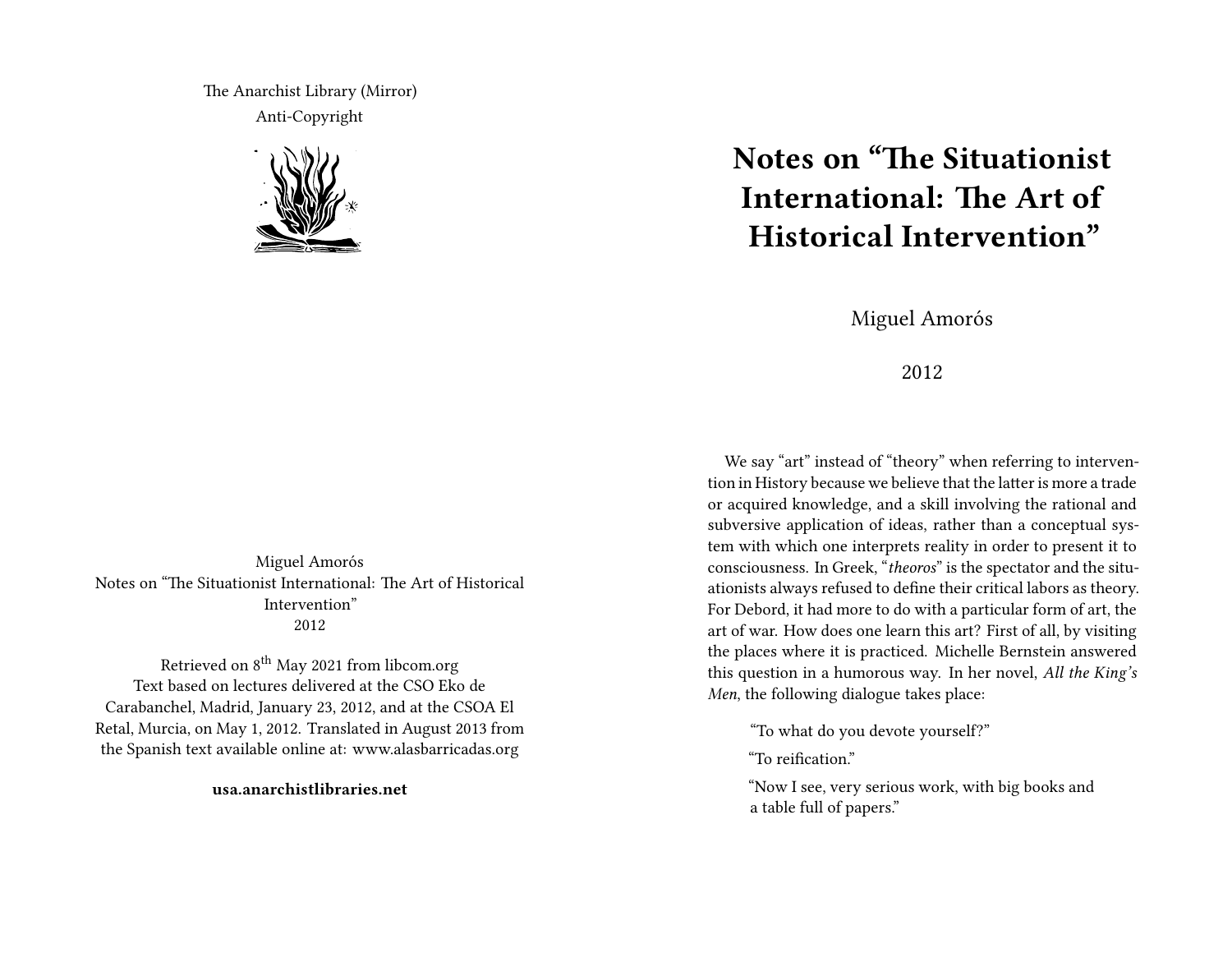The Anarchist Library (Mirror)

Anti-Copyright

Miguel Amorós

Notes on "The Situationist International: The Art of Historical Intervention"

2012

Retrieved on 8th May 2021 from libcom.org

Text based on lectures delivered at the CSO Eko de Carabanchel, Madrid, January 23, 2012, and at the CSOA El Retal, Murcia, on May 1, 2012. Translated in August 2013 from the Spanish text available online at: www.alasbarricadas.org

**usa.anarchistlibraries.net**

# Notes on "The Situationist International: The Art of Historical Intervention"

Miguel Amorós

2012

We say "art" instead of "theory" when referring to intervention in History because we believe that the latter is more a trade or acquired knowledge, and a skill involving the rational and subversive application of ideas, rather than a conceptual system with which one interprets reality in order to present it to consciousness. In Greek, "*theoros*" is the spectator and the situationists always refused to define their critical labors as theory. For Debord, it had more to do with a particular form of art, the art of war. How does one learn this art? First of all, by visiting the places where it is practiced. Michelle Bernstein answered this question in a humorous way. In her novel, *All the King's Men*, the following dialogue takes place:

> "To what do you devote yourself?"
>
> "To reification."
>
> "Now I see, very serious work, with big books and a table full of papers."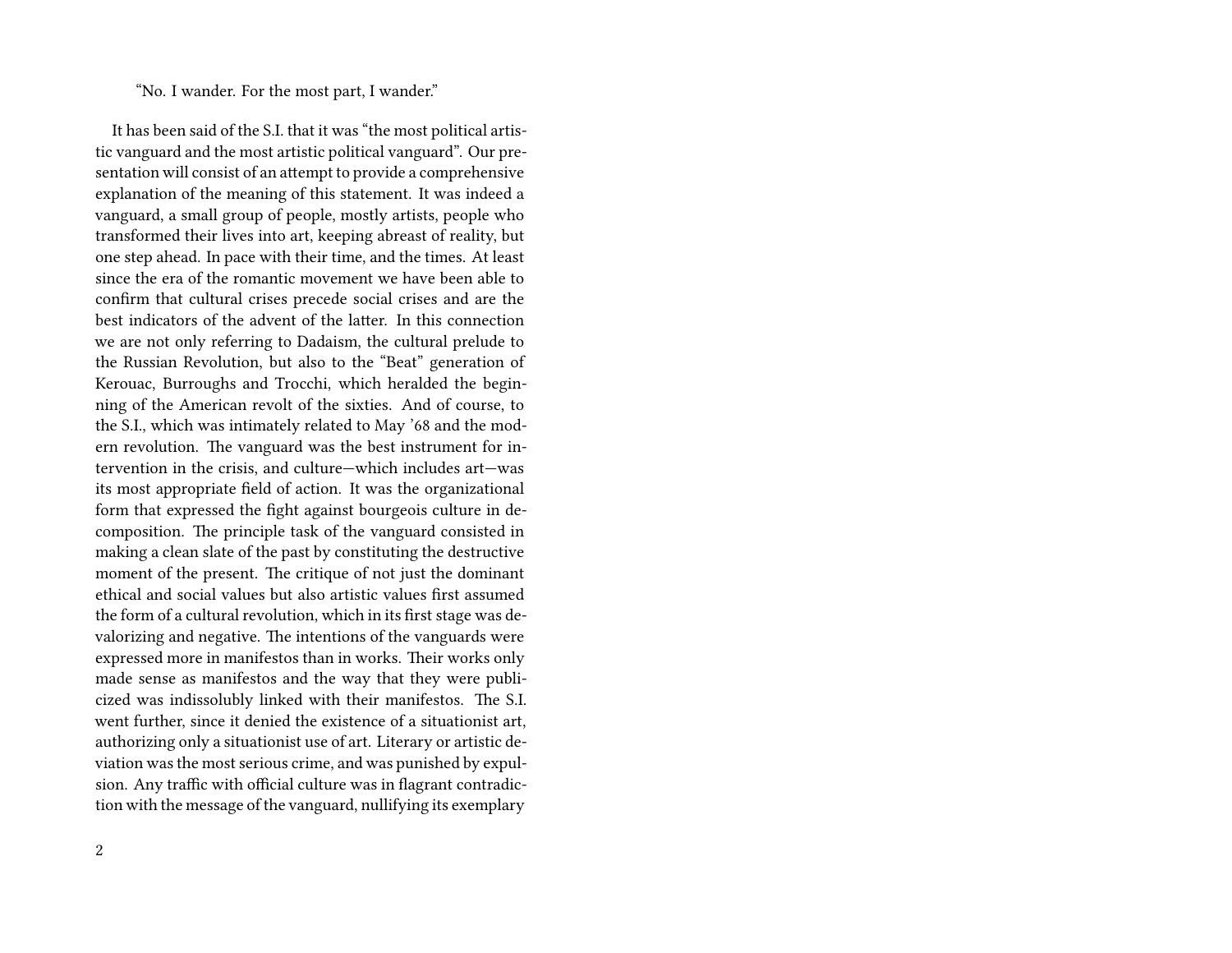"No. I wander. For the most part, I wander."

It has been said of the S.I. that it was "the most political artistic vanguard and the most artistic political vanguard". Our presentation will consist of an attempt to provide a comprehensive explanation of the meaning of this statement. It was indeed a vanguard, a small group of people, mostly artists, people who transformed their lives into art, keeping abreast of reality, but one step ahead. In pace with their time, and the times. At least since the era of the romantic movement we have been able to confirm that cultural crises precede social crises and are the best indicators of the advent of the latter. In this connection we are not only referring to Dadaism, the cultural prelude to the Russian Revolution, but also to the "Beat" generation of Kerouac, Burroughs and Trocchi, which heralded the beginning of the American revolt of the sixties. And of course, to the S.I., which was intimately related to May '68 and the modern revolution. The vanguard was the best instrument for intervention in the crisis, and culture—which includes art—was its most appropriate field of action. It was the organizational form that expressed the fight against bourgeois culture in decomposition. The principle task of the vanguard consisted in making a clean slate of the past by constituting the destructive moment of the present. The critique of not just the dominant ethical and social values but also artistic values first assumed the form of a cultural revolution, which in its first stage was devalorizing and negative. The intentions of the vanguards were expressed more in manifestos than in works. Their works only made sense as manifestos and the way that they were publicized was indissolubly linked with their manifestos. The S.I. went further, since it denied the existence of a situationist art, authorizing only a situationist use of art. Literary or artistic deviation was the most serious crime, and was punished by expulsion. Any traffic with official culture was in flagrant contradiction with the message of the vanguard, nullifying its exemplary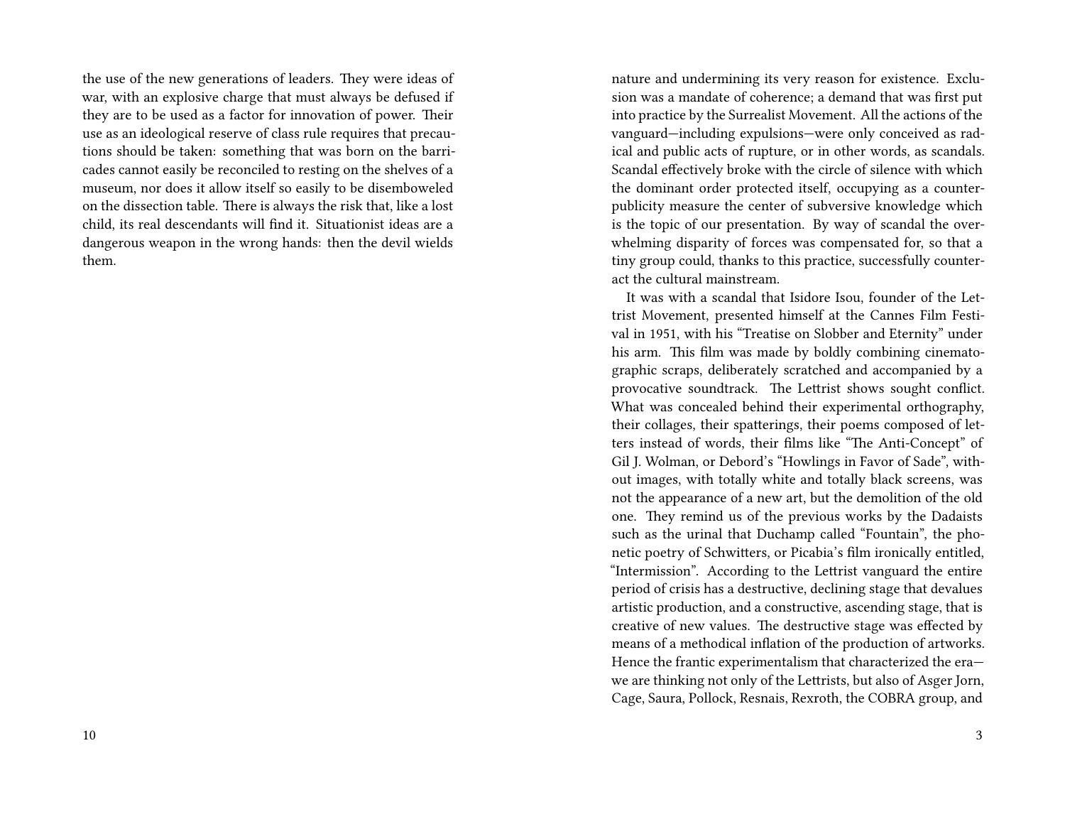the use of the new generations of leaders. They were ideas of war, with an explosive charge that must always be defused if they are to be used as a factor for innovation of power. Their use as an ideological reserve of class rule requires that precautions should be taken: something that was born on the barricades cannot easily be reconciled to resting on the shelves of a museum, nor does it allow itself so easily to be disemboweled on the dissection table. There is always the risk that, like a lost child, its real descendants will find it. Situationist ideas are a dangerous weapon in the wrong hands: then the devil wields them.

nature and undermining its very reason for existence. Exclusion was a mandate of coherence; a demand that was first put into practice by the Surrealist Movement. All the actions of the vanguard—including expulsions—were only conceived as radical and public acts of rupture, or in other words, as scandals. Scandal effectively broke with the circle of silence with which the dominant order protected itself, occupying as a counter-publicity measure the center of subversive knowledge which is the topic of our presentation. By way of scandal the overwhelming disparity of forces was compensated for, so that a tiny group could, thanks to this practice, successfully counteract the cultural mainstream.

It was with a scandal that Isidore Isou, founder of the Lettrist Movement, presented himself at the Cannes Film Festival in 1951, with his "Treatise on Slobber and Eternity" under his arm. This film was made by boldly combining cinematographic scraps, deliberately scratched and accompanied by a provocative soundtrack. The Lettrist shows sought conflict. What was concealed behind their experimental orthography, their collages, their spatterings, their poems composed of letters instead of words, their films like "The Anti-Concept" of Gil J. Wolman, or Debord's "Howlings in Favor of Sade", without images, with totally white and totally black screens, was not the appearance of a new art, but the demolition of the old one. They remind us of the previous works by the Dadaists such as the urinal that Duchamp called "Fountain", the phonetic poetry of Schwitters, or Picabia's film ironically entitled, "Intermission". According to the Lettrist vanguard the entire period of crisis has a destructive, declining stage that devalues artistic production, and a constructive, ascending stage, that is creative of new values. The destructive stage was effected by means of a methodical inflation of the production of artworks. Hence the frantic experimentalism that characterized the era—we are thinking not only of the Lettrists, but also of Asger Jorn, Cage, Saura, Pollock, Resnais, Rexroth, the COBRA group, and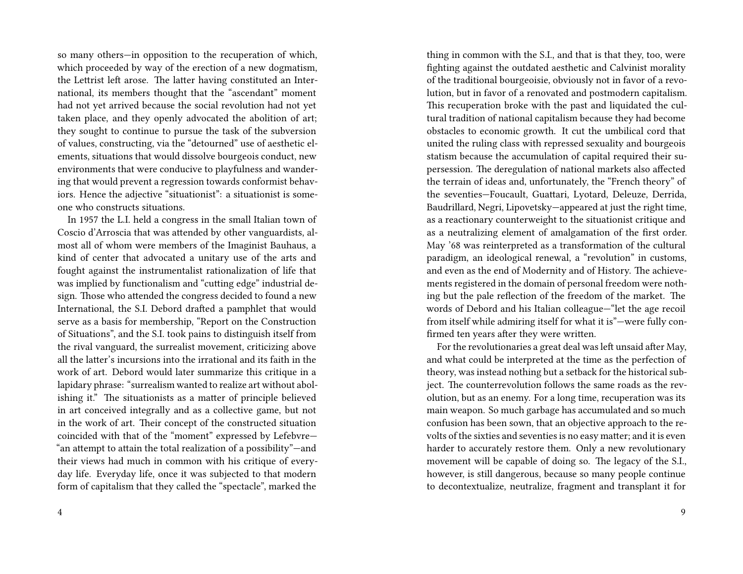so many others—in opposition to the recuperation of which, which proceeded by way of the erection of a new dogmatism, the Lettrist left arose. The latter having constituted an International, its members thought that the "ascendant" moment had not yet arrived because the social revolution had not yet taken place, and they openly advocated the abolition of art; they sought to continue to pursue the task of the subversion of values, constructing, via the "detourned" use of aesthetic elements, situations that would dissolve bourgeois conduct, new environments that were conducive to playfulness and wandering that would prevent a regression towards conformist behaviors. Hence the adjective "situationist": a situationist is someone who constructs situations.

In 1957 the L.I. held a congress in the small Italian town of Coscio d'Arroscia that was attended by other vanguardists, almost all of whom were members of the Imaginist Bauhaus, a kind of center that advocated a unitary use of the arts and fought against the instrumentalist rationalization of life that was implied by functionalism and "cutting edge" industrial design. Those who attended the congress decided to found a new International, the S.I. Debord drafted a pamphlet that would serve as a basis for membership, "Report on the Construction of Situations", and the S.I. took pains to distinguish itself from the rival vanguard, the surrealist movement, criticizing above all the latter's incursions into the irrational and its faith in the work of art. Debord would later summarize this critique in a lapidary phrase: "surrealism wanted to realize art without abolishing it." The situationists as a matter of principle believed in art conceived integrally and as a collective game, but not in the work of art. Their concept of the constructed situation coincided with that of the "moment" expressed by Lefebvre—"an attempt to attain the total realization of a possibility"—and their views had much in common with his critique of everyday life. Everyday life, once it was subjected to that modern form of capitalism that they called the "spectacle", marked the

thing in common with the S.I., and that is that they, too, were fighting against the outdated aesthetic and Calvinist morality of the traditional bourgeoisie, obviously not in favor of a revolution, but in favor of a renovated and postmodern capitalism. This recuperation broke with the past and liquidated the cultural tradition of national capitalism because they had become obstacles to economic growth. It cut the umbilical cord that united the ruling class with repressed sexuality and bourgeois statism because the accumulation of capital required their supersession. The deregulation of national markets also affected the terrain of ideas and, unfortunately, the "French theory" of the seventies—Foucault, Guattari, Lyotard, Deleuze, Derrida, Baudrillard, Negri, Lipovetsky—appeared at just the right time, as a reactionary counterweight to the situationist critique and as a neutralizing element of amalgamation of the first order. May '68 was reinterpreted as a transformation of the cultural paradigm, an ideological renewal, a "revolution" in customs, and even as the end of Modernity and of History. The achievements registered in the domain of personal freedom were nothing but the pale reflection of the freedom of the market. The words of Debord and his Italian colleague—"let the age recoil from itself while admiring itself for what it is"—were fully confirmed ten years after they were written.

For the revolutionaries a great deal was left unsaid after May, and what could be interpreted at the time as the perfection of theory, was instead nothing but a setback for the historical subject. The counterrevolution follows the same roads as the revolution, but as an enemy. For a long time, recuperation was its main weapon. So much garbage has accumulated and so much confusion has been sown, that an objective approach to the revolts of the sixties and seventies is no easy matter; and it is even harder to accurately restore them. Only a new revolutionary movement will be capable of doing so. The legacy of the S.I., however, is still dangerous, because so many people continue to decontextualize, neutralize, fragment and transplant it for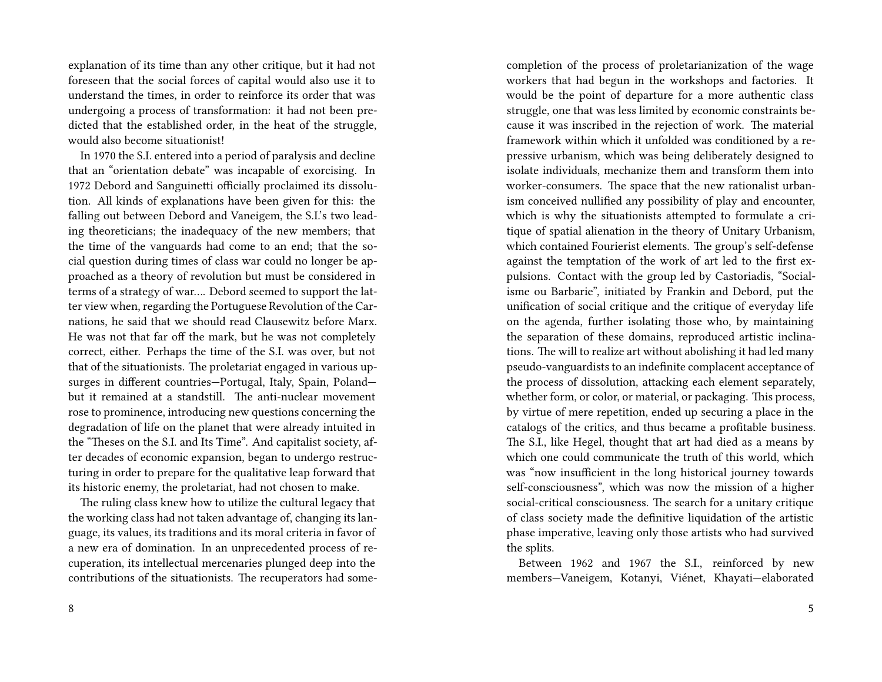explanation of its time than any other critique, but it had not foreseen that the social forces of capital would also use it to understand the times, in order to reinforce its order that was undergoing a process of transformation: it had not been predicted that the established order, in the heat of the struggle, would also become situationist!

In 1970 the S.I. entered into a period of paralysis and decline that an "orientation debate" was incapable of exorcising. In 1972 Debord and Sanguinetti officially proclaimed its dissolution. All kinds of explanations have been given for this: the falling out between Debord and Vaneigem, the S.I.'s two leading theoreticians; the inadequacy of the new members; that the time of the vanguards had come to an end; that the social question during times of class war could no longer be approached as a theory of revolution but must be considered in terms of a strategy of war…. Debord seemed to support the latter view when, regarding the Portuguese Revolution of the Carnations, he said that we should read Clausewitz before Marx. He was not that far off the mark, but he was not completely correct, either. Perhaps the time of the S.I. was over, but not that of the situationists. The proletariat engaged in various upsurges in different countries—Portugal, Italy, Spain, Poland—but it remained at a standstill. The anti-nuclear movement rose to prominence, introducing new questions concerning the degradation of life on the planet that were already intuited in the "Theses on the S.I. and Its Time". And capitalist society, after decades of economic expansion, began to undergo restructuring in order to prepare for the qualitative leap forward that its historic enemy, the proletariat, had not chosen to make.

The ruling class knew how to utilize the cultural legacy that the working class had not taken advantage of, changing its language, its values, its traditions and its moral criteria in favor of a new era of domination. In an unprecedented process of recuperation, its intellectual mercenaries plunged deep into the contributions of the situationists. The recuperators had some-

completion of the process of proletarianization of the wage workers that had begun in the workshops and factories. It would be the point of departure for a more authentic class struggle, one that was less limited by economic constraints because it was inscribed in the rejection of work. The material framework within which it unfolded was conditioned by a repressive urbanism, which was being deliberately designed to isolate individuals, mechanize them and transform them into worker-consumers. The space that the new rationalist urbanism conceived nullified any possibility of play and encounter, which is why the situationists attempted to formulate a critique of spatial alienation in the theory of Unitary Urbanism, which contained Fourierist elements. The group's self-defense against the temptation of the work of art led to the first expulsions. Contact with the group led by Castoriadis, "Socialisme ou Barbarie", initiated by Frankin and Debord, put the unification of social critique and the critique of everyday life on the agenda, further isolating those who, by maintaining the separation of these domains, reproduced artistic inclinations. The will to realize art without abolishing it had led many pseudo-vanguardists to an indefinite complacent acceptance of the process of dissolution, attacking each element separately, whether form, or color, or material, or packaging. This process, by virtue of mere repetition, ended up securing a place in the catalogs of the critics, and thus became a profitable business. The S.I., like Hegel, thought that art had died as a means by which one could communicate the truth of this world, which was "now insufficient in the long historical journey towards self-consciousness", which was now the mission of a higher social-critical consciousness. The search for a unitary critique of class society made the definitive liquidation of the artistic phase imperative, leaving only those artists who had survived the splits.

Between 1962 and 1967 the S.I., reinforced by new members—Vaneigem, Kotanyi, Viénet, Khayati—elaborated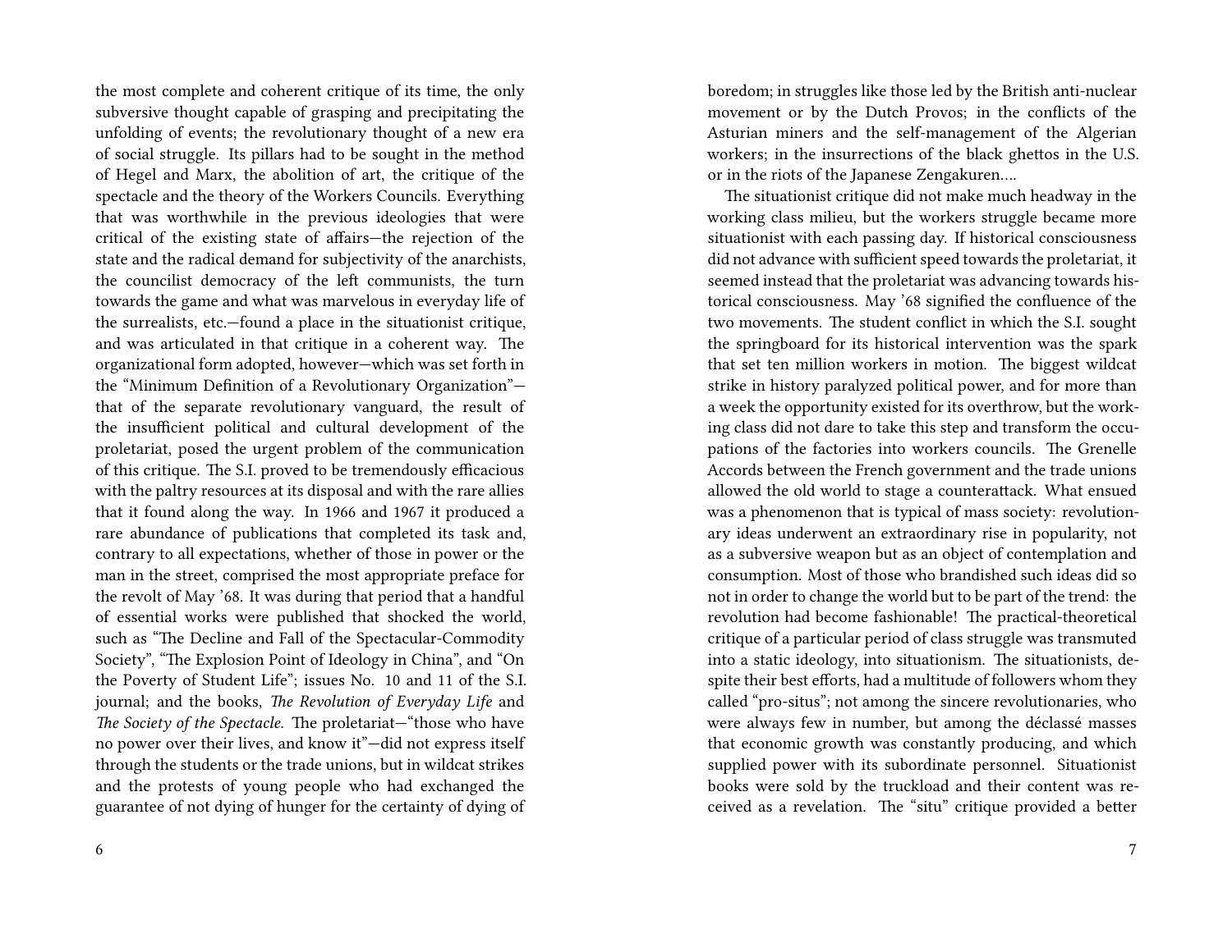the most complete and coherent critique of its time, the only subversive thought capable of grasping and precipitating the unfolding of events; the revolutionary thought of a new era of social struggle. Its pillars had to be sought in the method of Hegel and Marx, the abolition of art, the critique of the spectacle and the theory of the Workers Councils. Everything that was worthwhile in the previous ideologies that were critical of the existing state of affairs—the rejection of the state and the radical demand for subjectivity of the anarchists, the councilist democracy of the left communists, the turn towards the game and what was marvelous in everyday life of the surrealists, etc.—found a place in the situationist critique, and was articulated in that critique in a coherent way. The organizational form adopted, however—which was set forth in the "Minimum Definition of a Revolutionary Organization"—that of the separate revolutionary vanguard, the result of the insufficient political and cultural development of the proletariat, posed the urgent problem of the communication of this critique. The S.I. proved to be tremendously efficacious with the paltry resources at its disposal and with the rare allies that it found along the way. In 1966 and 1967 it produced a rare abundance of publications that completed its task and, contrary to all expectations, whether of those in power or the man in the street, comprised the most appropriate preface for the revolt of May '68. It was during that period that a handful of essential works were published that shocked the world, such as "The Decline and Fall of the Spectacular-Commodity Society", "The Explosion Point of Ideology in China", and "On the Poverty of Student Life"; issues No. 10 and 11 of the S.I. journal; and the books, *The Revolution of Everyday Life* and *The Society of the Spectacle.* The proletariat—"those who have no power over their lives, and know it"—did not express itself through the students or the trade unions, but in wildcat strikes and the protests of young people who had exchanged the guarantee of not dying of hunger for the certainty of dying of boredom; in struggles like those led by the British anti-nuclear movement or by the Dutch Provos; in the conflicts of the Asturian miners and the self-management of the Algerian workers; in the insurrections of the black ghettos in the U.S. or in the riots of the Japanese Zengakuren….

The situationist critique did not make much headway in the working class milieu, but the workers struggle became more situationist with each passing day. If historical consciousness did not advance with sufficient speed towards the proletariat, it seemed instead that the proletariat was advancing towards historical consciousness. May '68 signified the confluence of the two movements. The student conflict in which the S.I. sought the springboard for its historical intervention was the spark that set ten million workers in motion. The biggest wildcat strike in history paralyzed political power, and for more than a week the opportunity existed for its overthrow, but the working class did not dare to take this step and transform the occupations of the factories into workers councils. The Grenelle Accords between the French government and the trade unions allowed the old world to stage a counterattack. What ensued was a phenomenon that is typical of mass society: revolutionary ideas underwent an extraordinary rise in popularity, not as a subversive weapon but as an object of contemplation and consumption. Most of those who brandished such ideas did so not in order to change the world but to be part of the trend: the revolution had become fashionable! The practical-theoretical critique of a particular period of class struggle was transmuted into a static ideology, into situationism. The situationists, despite their best efforts, had a multitude of followers whom they called "pro-situs"; not among the sincere revolutionaries, who were always few in number, but among the déclassé masses that economic growth was constantly producing, and which supplied power with its subordinate personnel. Situationist books were sold by the truckload and their content was received as a revelation. The "situ" critique provided a better